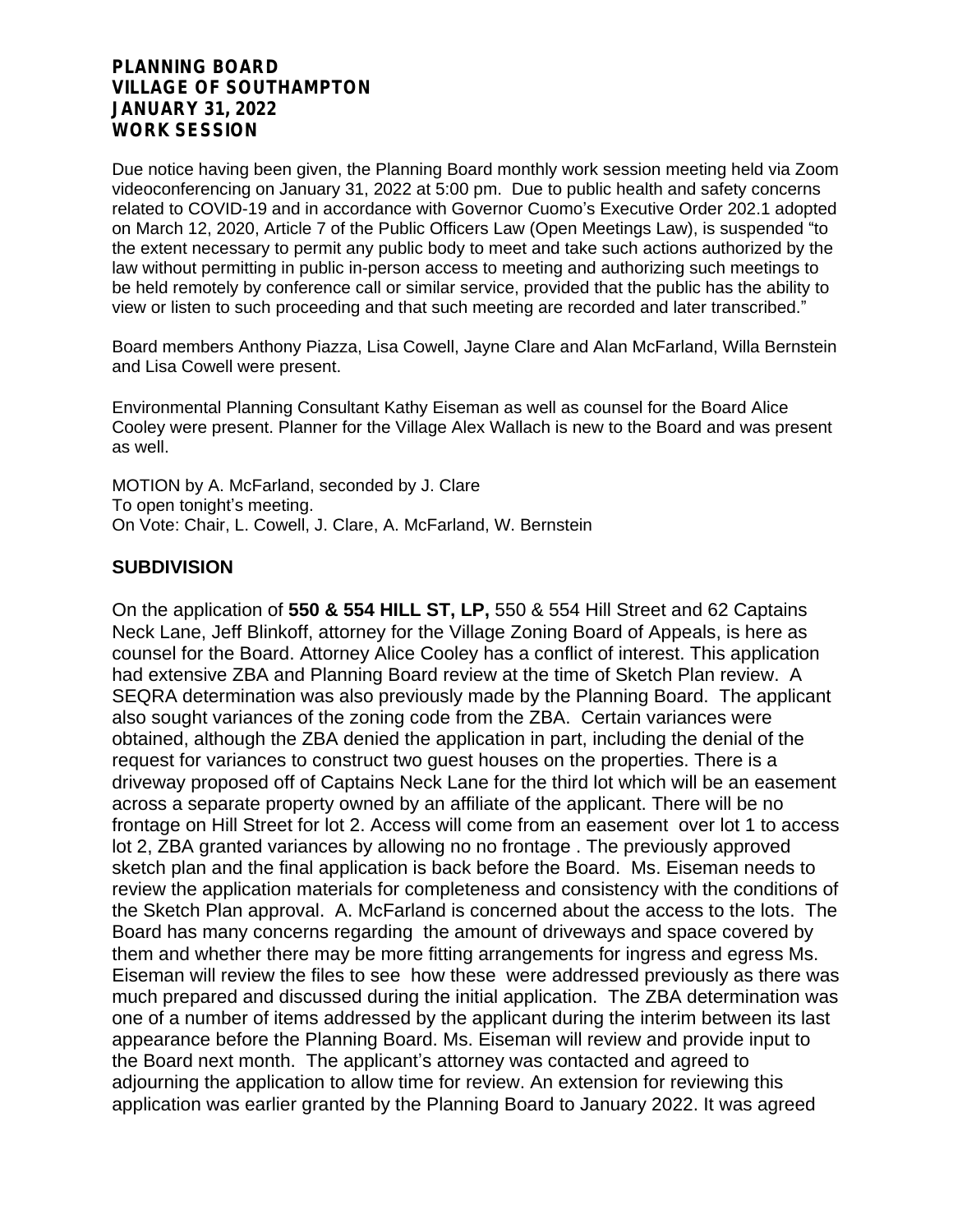**PLANNING BOARD**
**VILLAGE OF SOUTHAMPTON**
**JANUARY 31, 2022**
**WORK SESSION**

Due notice having been given, the Planning Board monthly work session meeting held via Zoom videoconferencing on January 31, 2022 at 5:00 pm. Due to public health and safety concerns related to COVID-19 and in accordance with Governor Cuomo's Executive Order 202.1 adopted on March 12, 2020, Article 7 of the Public Officers Law (Open Meetings Law), is suspended "to the extent necessary to permit any public body to meet and take such actions authorized by the law without permitting in public in-person access to meeting and authorizing such meetings to be held remotely by conference call or similar service, provided that the public has the ability to view or listen to such proceeding and that such meeting are recorded and later transcribed."

Board members Anthony Piazza, Lisa Cowell, Jayne Clare and Alan McFarland, Willa Bernstein and Lisa Cowell were present.

Environmental Planning Consultant Kathy Eiseman as well as counsel for the Board Alice Cooley were present. Planner for the Village Alex Wallach is new to the Board and was present as well.

MOTION by A. McFarland, seconded by J. Clare
To open tonight's meeting.
On Vote: Chair, L. Cowell, J. Clare, A. McFarland, W. Bernstein

## SUBDIVISION

On the application of **550 & 554 HILL ST, LP,** 550 & 554 Hill Street and 62 Captains Neck Lane, Jeff Blinkoff, attorney for the Village Zoning Board of Appeals, is here as counsel for the Board. Attorney Alice Cooley has a conflict of interest. This application had extensive ZBA and Planning Board review at the time of Sketch Plan review. A SEQRA determination was also previously made by the Planning Board. The applicant also sought variances of the zoning code from the ZBA. Certain variances were obtained, although the ZBA denied the application in part, including the denial of the request for variances to construct two guest houses on the properties. There is a driveway proposed off of Captains Neck Lane for the third lot which will be an easement across a separate property owned by an affiliate of the applicant. There will be no frontage on Hill Street for lot 2. Access will come from an easement over lot 1 to access lot 2, ZBA granted variances by allowing no no frontage . The previously approved sketch plan and the final application is back before the Board. Ms. Eiseman needs to review the application materials for completeness and consistency with the conditions of the Sketch Plan approval. A. McFarland is concerned about the access to the lots. The Board has many concerns regarding the amount of driveways and space covered by them and whether there may be more fitting arrangements for ingress and egress Ms. Eiseman will review the files to see how these were addressed previously as there was much prepared and discussed during the initial application. The ZBA determination was one of a number of items addressed by the applicant during the interim between its last appearance before the Planning Board. Ms. Eiseman will review and provide input to the Board next month. The applicant's attorney was contacted and agreed to adjourning the application to allow time for review. An extension for reviewing this application was earlier granted by the Planning Board to January 2022. It was agreed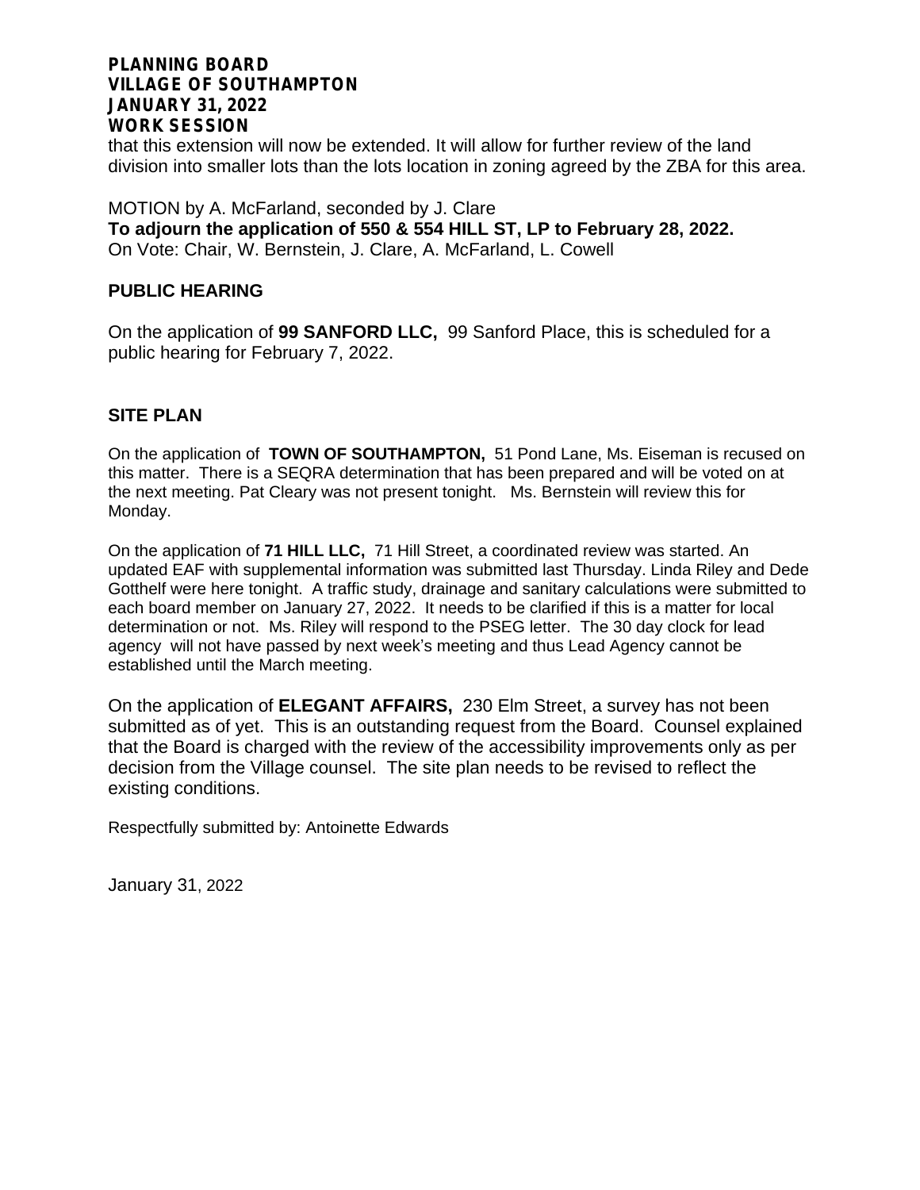that this extension will now be extended. It will allow for further review of the land division into smaller lots than the lots location in zoning agreed by the ZBA for this area.

MOTION by A. McFarland, seconded by J. Clare
**To adjourn the application of 550 & 554 HILL ST, LP to February 28, 2022.**
On Vote: Chair, W. Bernstein, J. Clare, A. McFarland, L. Cowell

## PUBLIC HEARING

On the application of **99 SANFORD LLC,** 99 Sanford Place, this is scheduled for a public hearing for February 7, 2022.

## SITE PLAN

On the application of **TOWN OF SOUTHAMPTON,** 51 Pond Lane, Ms. Eiseman is recused on this matter. There is a SEQRA determination that has been prepared and will be voted on at the next meeting. Pat Cleary was not present tonight. Ms. Bernstein will review this for Monday.

On the application of **71 HILL LLC,** 71 Hill Street, a coordinated review was started. An updated EAF with supplemental information was submitted last Thursday. Linda Riley and Dede Gotthelf were here tonight. A traffic study, drainage and sanitary calculations were submitted to each board member on January 27, 2022. It needs to be clarified if this is a matter for local determination or not. Ms. Riley will respond to the PSEG letter. The 30 day clock for lead agency will not have passed by next week's meeting and thus Lead Agency cannot be established until the March meeting.

On the application of **ELEGANT AFFAIRS,** 230 Elm Street, a survey has not been submitted as of yet. This is an outstanding request from the Board. Counsel explained that the Board is charged with the review of the accessibility improvements only as per decision from the Village counsel. The site plan needs to be revised to reflect the existing conditions.

Respectfully submitted by: Antoinette Edwards

January 31, 2022